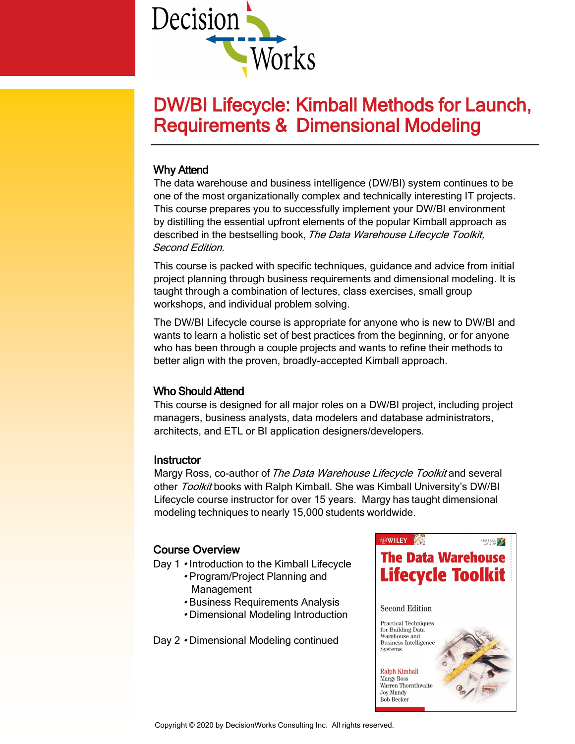Decision Works

# DW/BI Lifecycle: Kimball Methods for Launch, Requirements & Dimensional Modeling

## Why Attend

The data warehouse and business intelligence (DW/BI) system continues to be one of the most organizationally complex and technically interesting IT projects. This course prepares you to successfully implement your DW/BI environment by distilling the essential upfront elements of the popular Kimball approach as described in the bestselling book, *The Data Warehouse Lifecycle Toolkit, Second Edition.*

This course is packed with specific techniques, guidance and advice from initial project planning through business requirements and dimensional modeling. It is taught through a combination of lectures, class exercises, small group workshops, and individual problem solving.

The DW/BI Lifecycle course is appropriate for anyone who is new to DW/BI and wants to learn a holistic set of best practices from the beginning, or for anyone who has been through a couple projects and wants to refine their methods to better align with the proven, broadly-accepted Kimball approach.

## Who Should Attend

This course is designed for all major roles on a DW/BI project, including project managers, business analysts, data modelers and database administrators, architects, and ETL or BI application designers/developers.

## Instructor

Margy Ross, co-author of *The Data Warehouse Lifecycle Toolkit* and several other *Toolkit* books with Ralph Kimball. She was Kimball University's DW/BI Lifecycle course instructor for over 15 years. Margy has taught dimensional modeling techniques to nearly 15,000 students worldwide.

## Course Overview

Day 1
- Introduction to the Kimball Lifecycle
- Program/Project Planning and Management
- Business Requirements Analysis
- Dimensional Modeling Introduction

Day 2
- Dimensional Modeling continued

WILEY — KIMBALL GROUP

**The Data Warehouse Lifecycle Toolkit**

Second Edition

Practical Techniques for Building Data Warehouse and Business Intelligence Systems

Ralph Kimball
Margy Ross
Warren Thornthwaite
Joy Mundy
Bob Becker

Copyright © 2020 by DecisionWorks Consulting Inc. All rights reserved.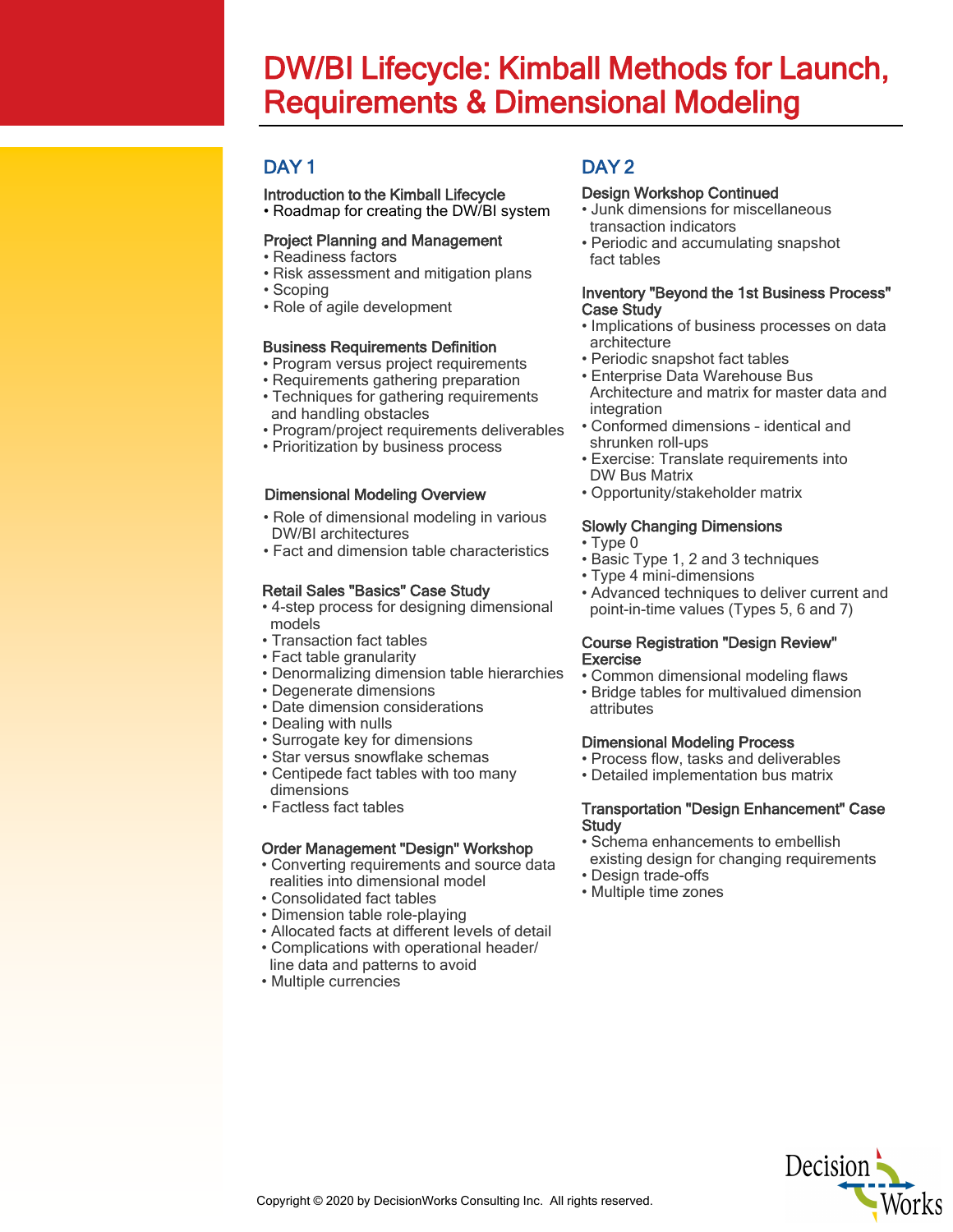# DW/BI Lifecycle: Kimball Methods for Launch, Requirements & Dimensional Modeling

## DAY 1

### Introduction to the Kimball Lifecycle
- Roadmap for creating the DW/BI system

### Project Planning and Management
- Readiness factors
- Risk assessment and mitigation plans
- Scoping
- Role of agile development

### Business Requirements Definition
- Program versus project requirements
- Requirements gathering preparation
- Techniques for gathering requirements and handling obstacles
- Program/project requirements deliverables
- Prioritization by business process

### Dimensional Modeling Overview
- Role of dimensional modeling in various DW/BI architectures
- Fact and dimension table characteristics

### Retail Sales "Basics" Case Study
- 4-step process for designing dimensional models
- Transaction fact tables
- Fact table granularity
- Denormalizing dimension table hierarchies
- Degenerate dimensions
- Date dimension considerations
- Dealing with nulls
- Surrogate key for dimensions
- Star versus snowflake schemas
- Centipede fact tables with too many dimensions
- Factless fact tables

### Order Management "Design" Workshop
- Converting requirements and source data realities into dimensional model
- Consolidated fact tables
- Dimension table role-playing
- Allocated facts at different levels of detail
- Complications with operational header/line data and patterns to avoid
- Multiple currencies

## DAY 2

### Design Workshop Continued
- Junk dimensions for miscellaneous transaction indicators
- Periodic and accumulating snapshot fact tables

### Inventory "Beyond the 1st Business Process" Case Study
- Implications of business processes on data architecture
- Periodic snapshot fact tables
- Enterprise Data Warehouse Bus Architecture and matrix for master data and integration
- Conformed dimensions – identical and shrunken roll-ups
- Exercise: Translate requirements into DW Bus Matrix
- Opportunity/stakeholder matrix

### Slowly Changing Dimensions
- Type 0
- Basic Type 1, 2 and 3 techniques
- Type 4 mini-dimensions
- Advanced techniques to deliver current and point-in-time values (Types 5, 6 and 7)

### Course Registration "Design Review" Exercise
- Common dimensional modeling flaws
- Bridge tables for multivalued dimension attributes

### Dimensional Modeling Process
- Process flow, tasks and deliverables
- Detailed implementation bus matrix

### Transportation "Design Enhancement" Case Study
- Schema enhancements to embellish existing design for changing requirements
- Design trade-offs
- Multiple time zones

Copyright © 2020 by DecisionWorks Consulting Inc. All rights reserved.